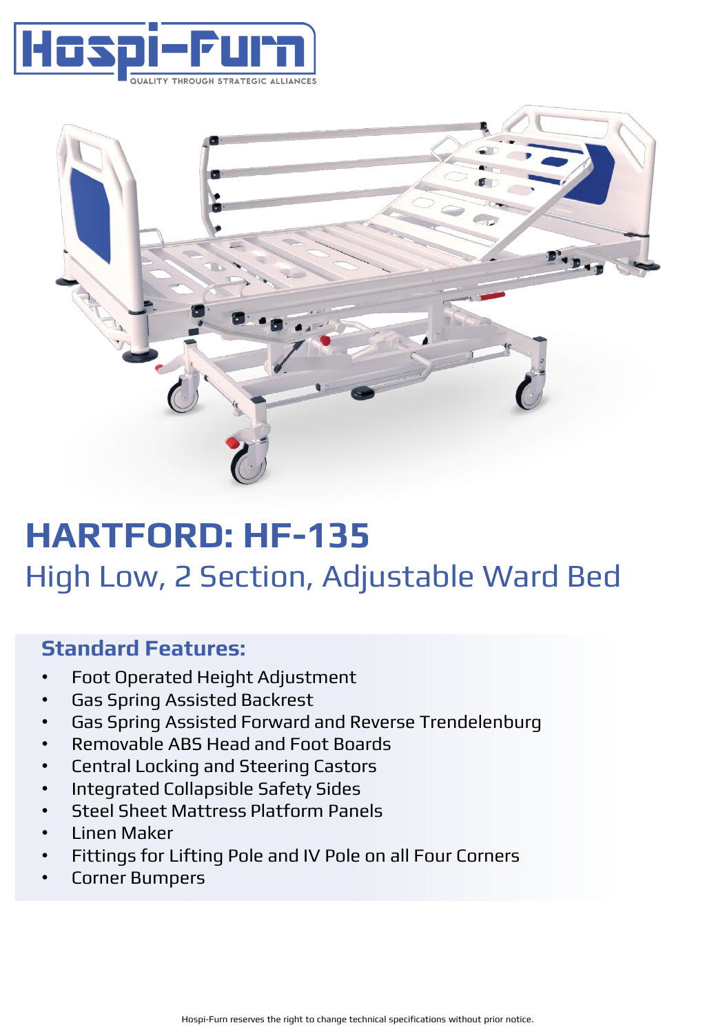Hospi-Furn

QUALITY THROUGH STRATEGIC ALLIANCES

# HARTFORD: HF-135

## High Low, 2 Section, Adjustable Ward Bed

### Standard Features:

- Foot Operated Height Adjustment
- Gas Spring Assisted Backrest
- Gas Spring Assisted Forward and Reverse Trendelenburg
- Removable ABS Head and Foot Boards
- Central Locking and Steering Castors
- Integrated Collapsible Safety Sides
- Steel Sheet Mattress Platform Panels
- Linen Maker
- Fittings for Lifting Pole and IV Pole on all Four Corners
- Corner Bumpers

Hospi-Furn reserves the right to change technical specifications without prior notice.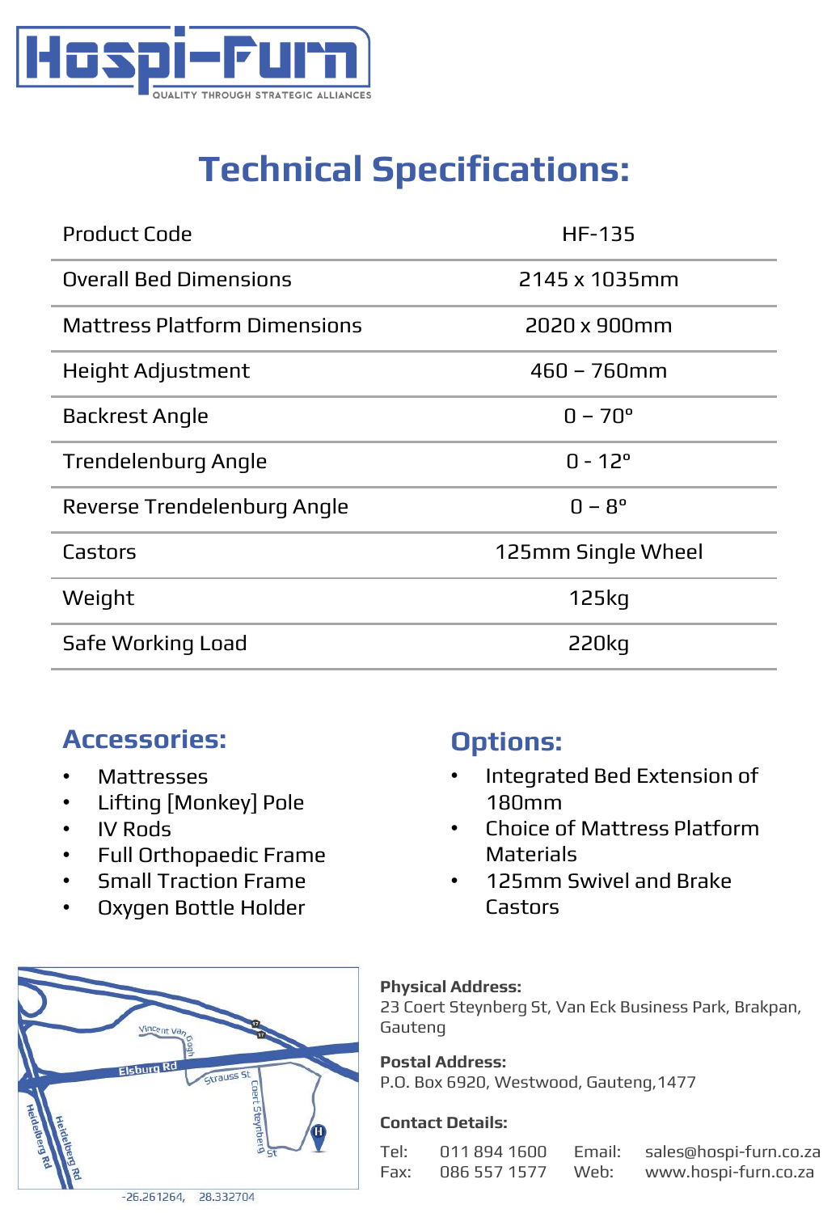Hospi-Furn

QUALITY THROUGH STRATEGIC ALLIANCES

# Technical Specifications:

| | |
|---|---|
| Product Code | HF-135 |
| Overall Bed Dimensions | 2145 x 1035mm |
| Mattress Platform Dimensions | 2020 x 900mm |
| Height Adjustment | 460 – 760mm |
| Backrest Angle | 0 – 70° |
| Trendelenburg Angle | 0 - 12° |
| Reverse Trendelenburg Angle | 0 – 8° |
| Castors | 125mm Single Wheel |
| Weight | 125kg |
| Safe Working Load | 220kg |

## Accessories:

- Mattresses
- Lifting [Monkey] Pole
- IV Rods
- Full Orthopaedic Frame
- Small Traction Frame
- Oxygen Bottle Holder

## Options:

- Integrated Bed Extension of 180mm
- Choice of Mattress Platform Materials
- 125mm Swivel and Brake Castors

Vincent van Gogh

Elsburg Rd

Strauss St

Coert Steynberg St

Heidelberg Rd

Heidelberg Rd

-26.261264, 28.332704

**Physical Address:**
23 Coert Steynberg St, Van Eck Business Park, Brakpan, Gauteng

**Postal Address:**
P.O. Box 6920, Westwood, Gauteng, 1477

**Contact Details:**

| | | | |
|---|---|---|---|
| Tel: | 011 894 1600 | Email: | sales@hospi-furn.co.za |
| Fax: | 086 557 1577 | Web: | www.hospi-furn.co.za |